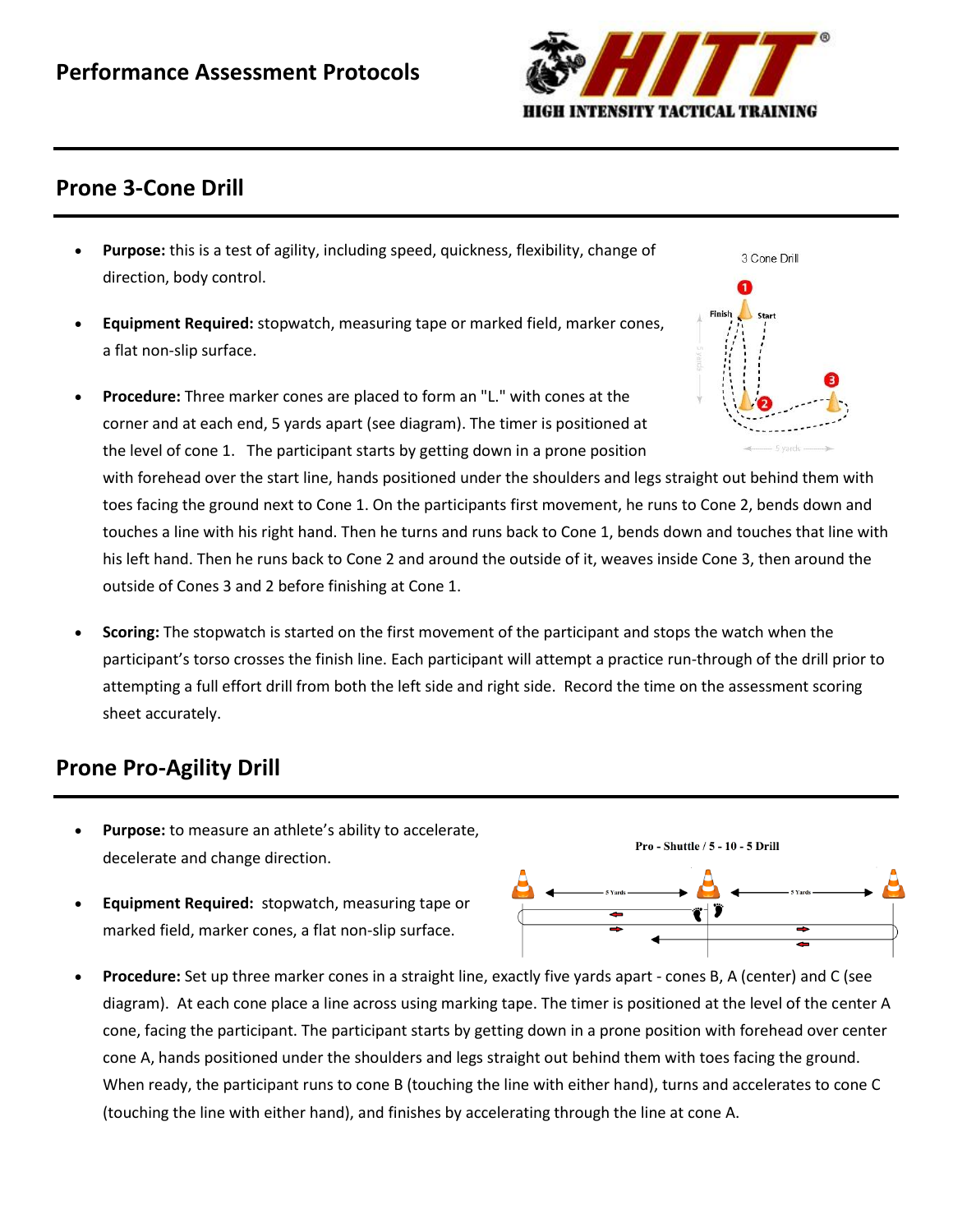## Performance Assessment Protocols

## Prone 3-Cone Drill

- **Purpose:** this is a test of agility, including speed, quickness, flexibility, change of direction, body control.
- **Equipment Required:** stopwatch, measuring tape or marked field, marker cones, a flat non-slip surface.
- **Procedure:** Three marker cones are placed to form an "L." with cones at the corner and at each end, 5 yards apart (see diagram). The timer is positioned at the level of cone 1. The participant starts by getting down in a prone position with forehead over the start line, hands positioned under the shoulders and legs straight out behind them with toes facing the ground next to Cone 1. On the participants first movement, he runs to Cone 2, bends down and touches a line with his right hand. Then he turns and runs back to Cone 1, bends down and touches that line with his left hand. Then he runs back to Cone 2 and around the outside of it, weaves inside Cone 3, then around the outside of Cones 3 and 2 before finishing at Cone 1.
- **Scoring:** The stopwatch is started on the first movement of the participant and stops the watch when the participant's torso crosses the finish line. Each participant will attempt a practice run-through of the drill prior to attempting a full effort drill from both the left side and right side. Record the time on the assessment scoring sheet accurately.

## Prone Pro-Agility Drill

- **Purpose:** to measure an athlete's ability to accelerate, decelerate and change direction.
- **Equipment Required:** stopwatch, measuring tape or marked field, marker cones, a flat non-slip surface.
- **Procedure:** Set up three marker cones in a straight line, exactly five yards apart - cones B, A (center) and C (see diagram). At each cone place a line across using marking tape. The timer is positioned at the level of the center A cone, facing the participant. The participant starts by getting down in a prone position with forehead over center cone A, hands positioned under the shoulders and legs straight out behind them with toes facing the ground. When ready, the participant runs to cone B (touching the line with either hand), turns and accelerates to cone C (touching the line with either hand), and finishes by accelerating through the line at cone A.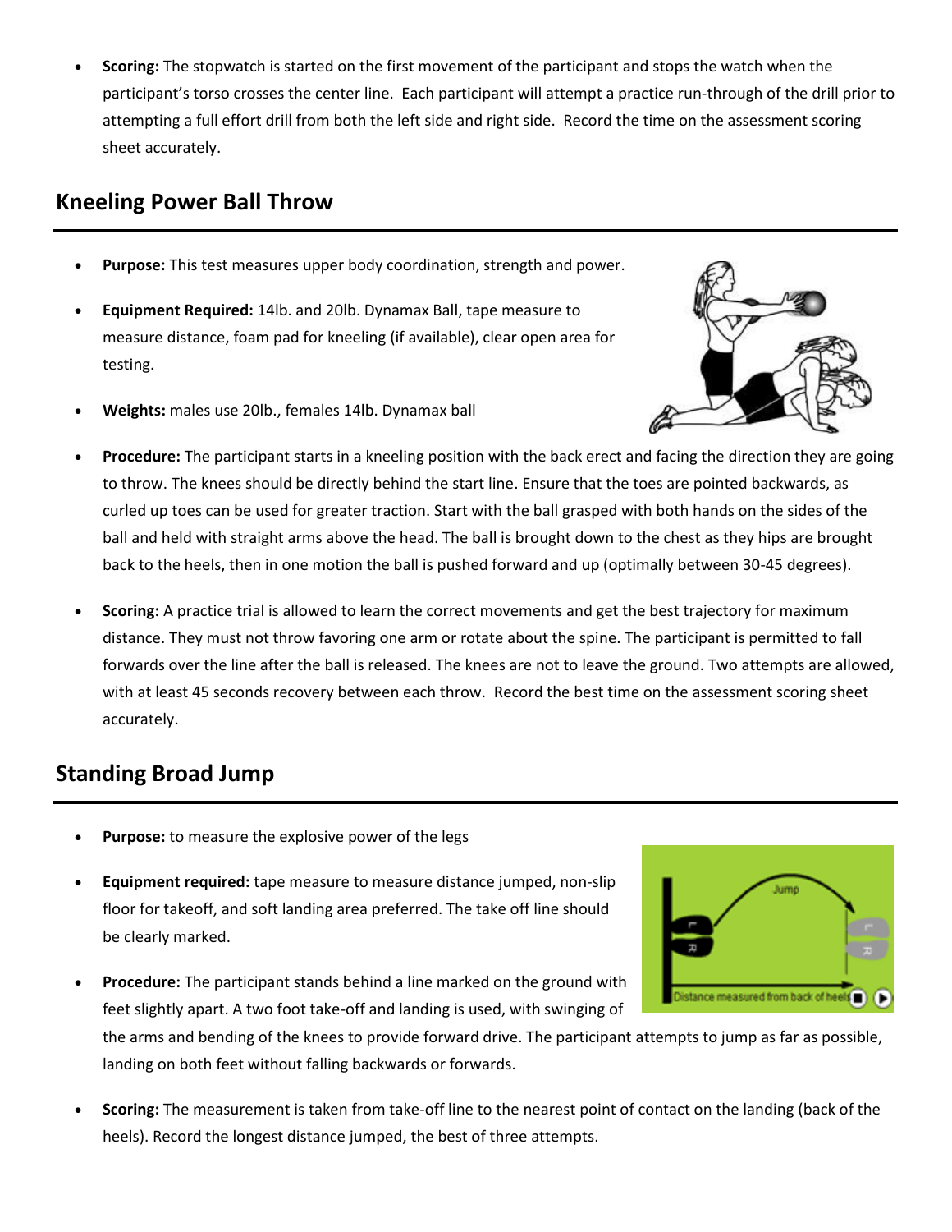- **Scoring:** The stopwatch is started on the first movement of the participant and stops the watch when the participant's torso crosses the center line. Each participant will attempt a practice run-through of the drill prior to attempting a full effort drill from both the left side and right side. Record the time on the assessment scoring sheet accurately.

## Kneeling Power Ball Throw

- **Purpose:** This test measures upper body coordination, strength and power.
- **Equipment Required:** 14lb. and 20lb. Dynamax Ball, tape measure to measure distance, foam pad for kneeling (if available), clear open area for testing.
- **Weights:** males use 20lb., females 14lb. Dynamax ball
- **Procedure:** The participant starts in a kneeling position with the back erect and facing the direction they are going to throw. The knees should be directly behind the start line. Ensure that the toes are pointed backwards, as curled up toes can be used for greater traction. Start with the ball grasped with both hands on the sides of the ball and held with straight arms above the head. The ball is brought down to the chest as they hips are brought back to the heels, then in one motion the ball is pushed forward and up (optimally between 30-45 degrees).
- **Scoring:** A practice trial is allowed to learn the correct movements and get the best trajectory for maximum distance. They must not throw favoring one arm or rotate about the spine. The participant is permitted to fall forwards over the line after the ball is released. The knees are not to leave the ground. Two attempts are allowed, with at least 45 seconds recovery between each throw. Record the best time on the assessment scoring sheet accurately.

## Standing Broad Jump

- **Purpose:** to measure the explosive power of the legs
- **Equipment required:** tape measure to measure distance jumped, non-slip floor for takeoff, and soft landing area preferred. The take off line should be clearly marked.
- **Procedure:** The participant stands behind a line marked on the ground with feet slightly apart. A two foot take-off and landing is used, with swinging of the arms and bending of the knees to provide forward drive. The participant attempts to jump as far as possible, landing on both feet without falling backwards or forwards.
- **Scoring:** The measurement is taken from take-off line to the nearest point of contact on the landing (back of the heels). Record the longest distance jumped, the best of three attempts.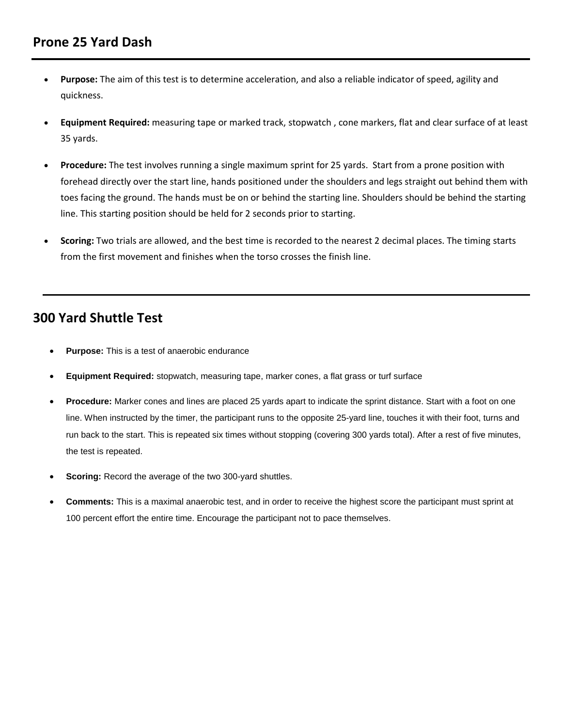## Prone 25 Yard Dash

- **Purpose:** The aim of this test is to determine acceleration, and also a reliable indicator of speed, agility and quickness.
- **Equipment Required:** measuring tape or marked track, stopwatch , cone markers, flat and clear surface of at least 35 yards.
- **Procedure:** The test involves running a single maximum sprint for 25 yards. Start from a prone position with forehead directly over the start line, hands positioned under the shoulders and legs straight out behind them with toes facing the ground. The hands must be on or behind the starting line. Shoulders should be behind the starting line. This starting position should be held for 2 seconds prior to starting.
- **Scoring:** Two trials are allowed, and the best time is recorded to the nearest 2 decimal places. The timing starts from the first movement and finishes when the torso crosses the finish line.

---

## 300 Yard Shuttle Test

- **Purpose:** This is a test of anaerobic endurance
- **Equipment Required:** stopwatch, measuring tape, marker cones, a flat grass or turf surface
- **Procedure:** Marker cones and lines are placed 25 yards apart to indicate the sprint distance. Start with a foot on one line. When instructed by the timer, the participant runs to the opposite 25-yard line, touches it with their foot, turns and run back to the start. This is repeated six times without stopping (covering 300 yards total). After a rest of five minutes, the test is repeated.
- **Scoring:** Record the average of the two 300-yard shuttles.
- **Comments:** This is a maximal anaerobic test, and in order to receive the highest score the participant must sprint at 100 percent effort the entire time. Encourage the participant not to pace themselves.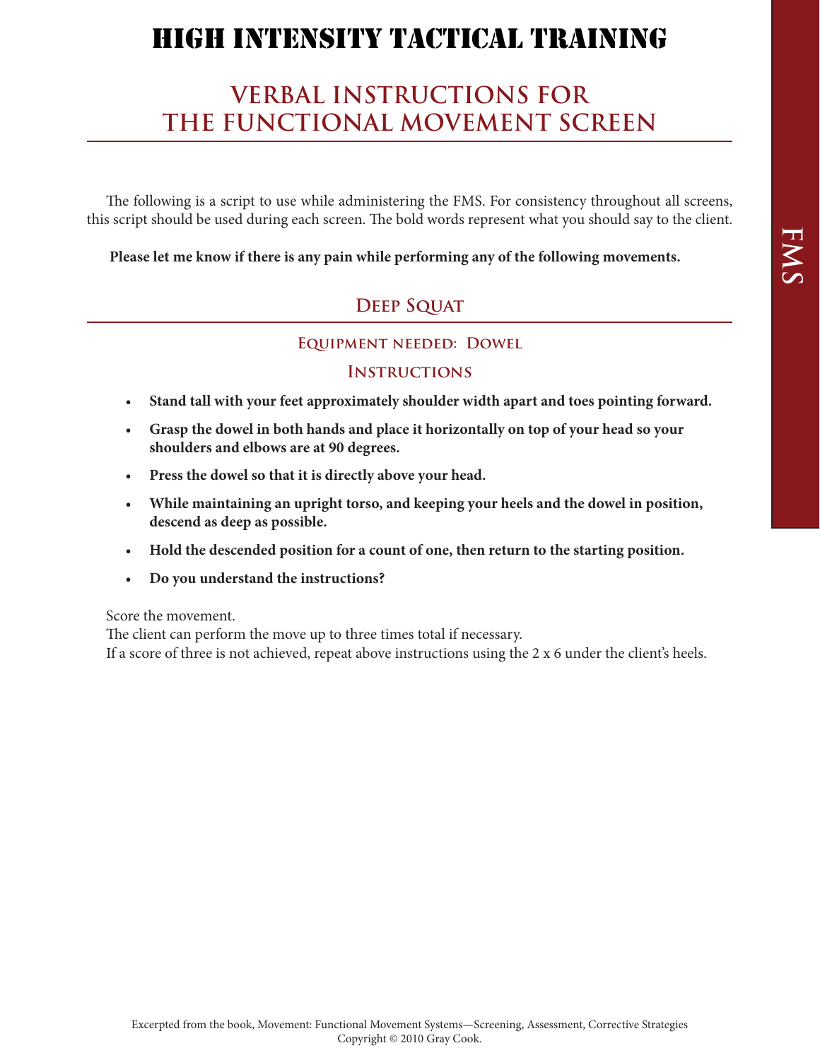# HIGH INTENSITY TACTICAL TRAINING

## VERBAL INSTRUCTIONS FOR THE FUNCTIONAL MOVEMENT SCREEN

The following is a script to use while administering the FMS. For consistency throughout all screens, this script should be used during each screen. The bold words represent what you should say to the client.

**Please let me know if there is any pain while performing any of the following movements.**

## Deep Squat

### Equipment needed: Dowel

### Instructions

- **Stand tall with your feet approximately shoulder width apart and toes pointing forward.**
- **Grasp the dowel in both hands and place it horizontally on top of your head so your shoulders and elbows are at 90 degrees.**
- **Press the dowel so that it is directly above your head.**
- **While maintaining an upright torso, and keeping your heels and the dowel in position, descend as deep as possible.**
- **Hold the descended position for a count of one, then return to the starting position.**
- **Do you understand the instructions?**

Score the movement.
The client can perform the move up to three times total if necessary.
If a score of three is not achieved, repeat above instructions using the 2 x 6 under the client's heels.

Excerpted from the book, Movement: Functional Movement Systems—Screening, Assessment, Corrective Strategies
Copyright © 2010 Gray Cook.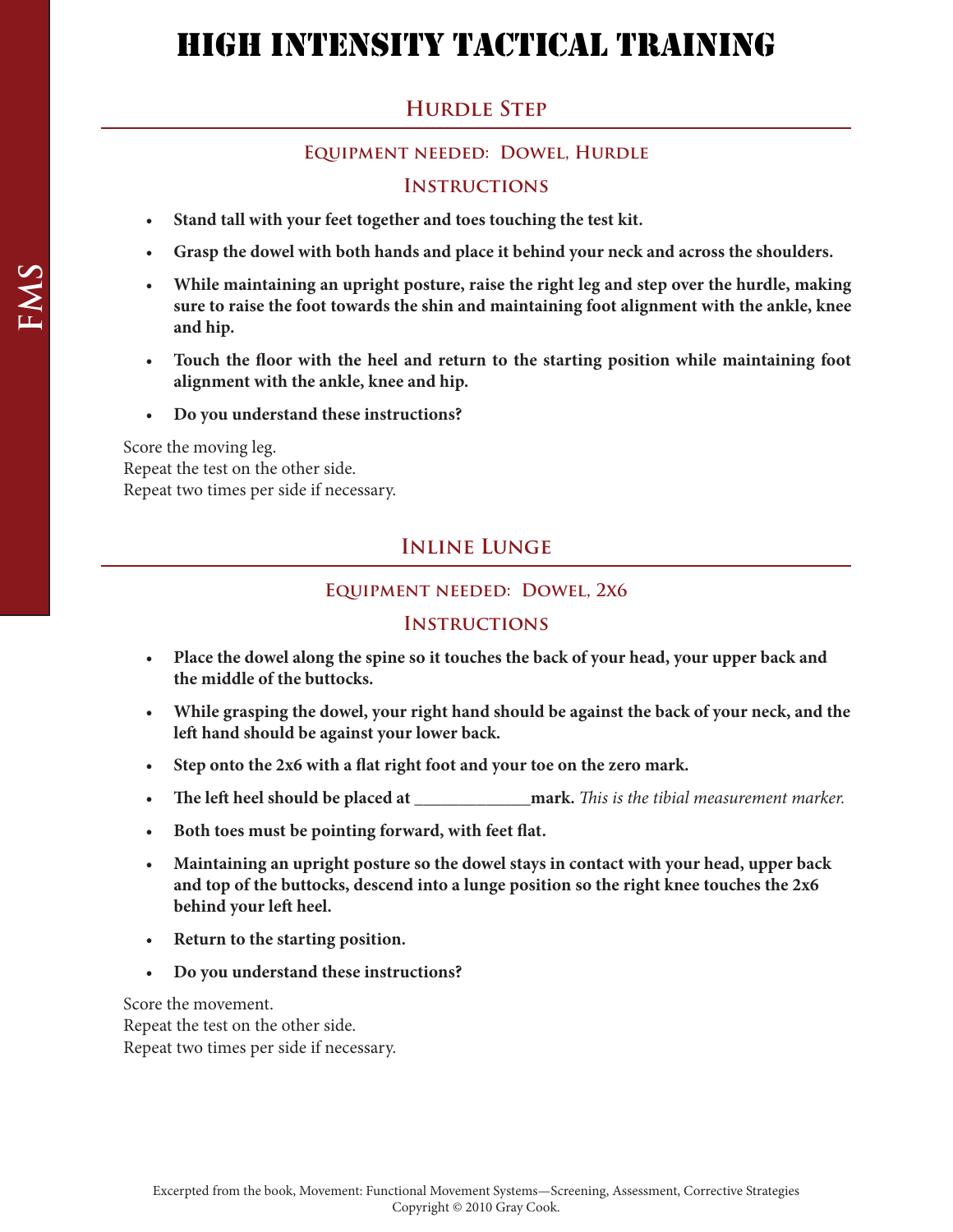# High Intensity Tactical Training

## Hurdle Step

### Equipment needed: Dowel, Hurdle

### Instructions

- **Stand tall with your feet together and toes touching the test kit.**
- **Grasp the dowel with both hands and place it behind your neck and across the shoulders.**
- **While maintaining an upright posture, raise the right leg and step over the hurdle, making sure to raise the foot towards the shin and maintaining foot alignment with the ankle, knee and hip.**
- **Touch the floor with the heel and return to the starting position while maintaining foot alignment with the ankle, knee and hip.**
- **Do you understand these instructions?**

Score the moving leg.
Repeat the test on the other side.
Repeat two times per side if necessary.

## Inline Lunge

### Equipment needed: Dowel, 2x6

### Instructions

- **Place the dowel along the spine so it touches the back of your head, your upper back and the middle of the buttocks.**
- **While grasping the dowel, your right hand should be against the back of your neck, and the left hand should be against your lower back.**
- **Step onto the 2x6 with a flat right foot and your toe on the zero mark.**
- **The left heel should be placed at _____________mark.** *This is the tibial measurement marker.*
- **Both toes must be pointing forward, with feet flat.**
- **Maintaining an upright posture so the dowel stays in contact with your head, upper back and top of the buttocks, descend into a lunge position so the right knee touches the 2x6 behind your left heel.**
- **Return to the starting position.**
- **Do you understand these instructions?**

Score the movement.
Repeat the test on the other side.
Repeat two times per side if necessary.

Excerpted from the book, Movement: Functional Movement Systems—Screening, Assessment, Corrective Strategies
Copyright © 2010 Gray Cook.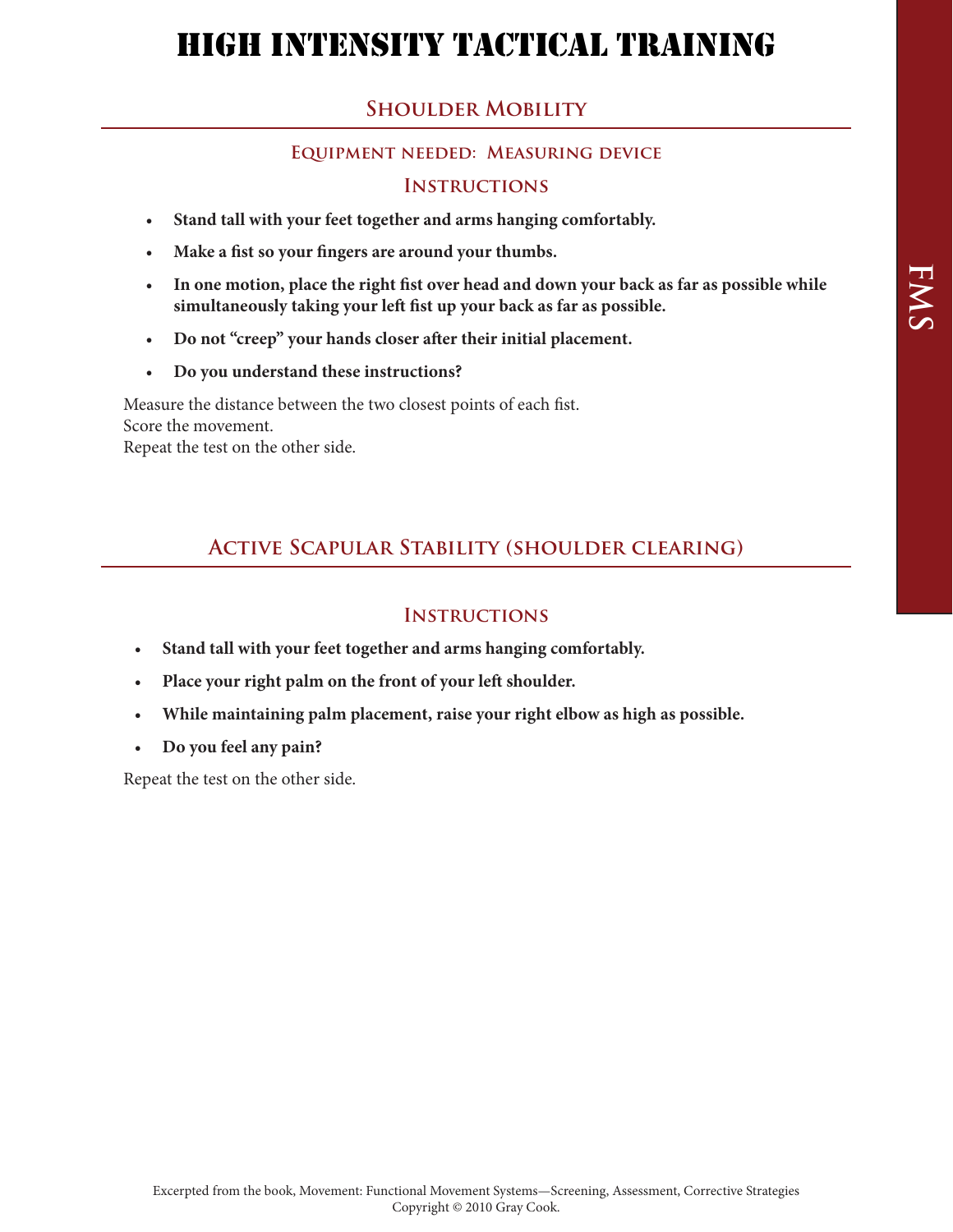# HIGH INTENSITY TACTICAL TRAINING

## Shoulder Mobility

### Equipment needed: Measuring device

### Instructions

- **Stand tall with your feet together and arms hanging comfortably.**
- **Make a fist so your fingers are around your thumbs.**
- **In one motion, place the right fist over head and down your back as far as possible while simultaneously taking your left fist up your back as far as possible.**
- **Do not "creep" your hands closer after their initial placement.**
- **Do you understand these instructions?**

Measure the distance between the two closest points of each fist.
Score the movement.
Repeat the test on the other side.

## Active Scapular Stability (shoulder clearing)

### Instructions

- **Stand tall with your feet together and arms hanging comfortably.**
- **Place your right palm on the front of your left shoulder.**
- **While maintaining palm placement, raise your right elbow as high as possible.**
- **Do you feel any pain?**

Repeat the test on the other side.

Excerpted from the book, Movement: Functional Movement Systems—Screening, Assessment, Corrective Strategies
Copyright © 2010 Gray Cook.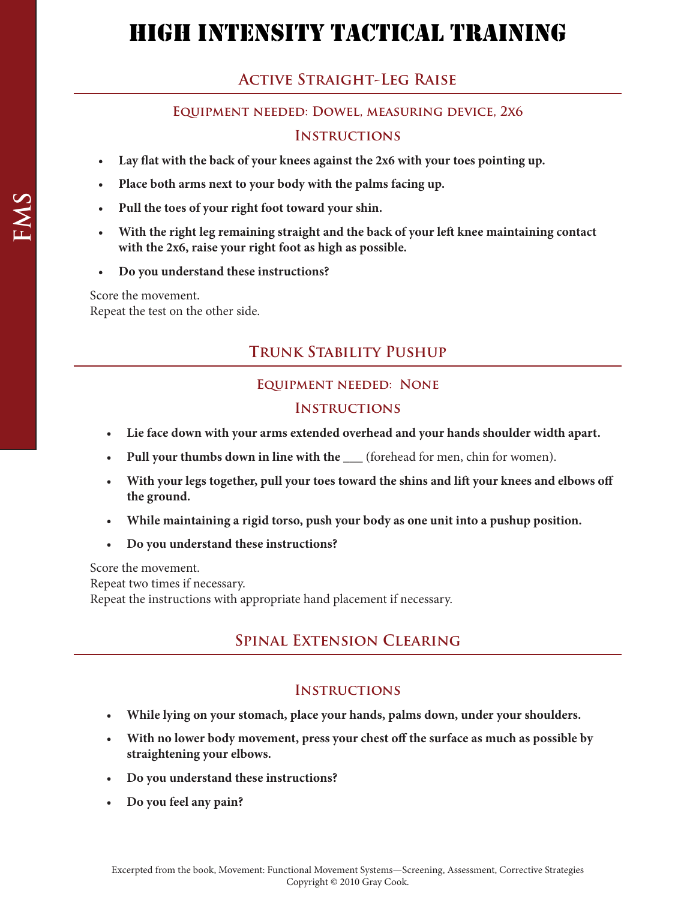# HIGH INTENSITY TACTICAL TRAINING

## Active Straight-Leg Raise

### Equipment needed: Dowel, measuring device, 2x6

### Instructions

- **Lay flat with the back of your knees against the 2x6 with your toes pointing up.**
- **Place both arms next to your body with the palms facing up.**
- **Pull the toes of your right foot toward your shin.**
- **With the right leg remaining straight and the back of your left knee maintaining contact with the 2x6, raise your right foot as high as possible.**
- **Do you understand these instructions?**

Score the movement.
Repeat the test on the other side.

## Trunk Stability Pushup

### Equipment needed: None

### Instructions

- **Lie face down with your arms extended overhead and your hands shoulder width apart.**
- **Pull your thumbs down in line with the** ___ (forehead for men, chin for women).
- **With your legs together, pull your toes toward the shins and lift your knees and elbows off the ground.**
- **While maintaining a rigid torso, push your body as one unit into a pushup position.**
- **Do you understand these instructions?**

Score the movement.
Repeat two times if necessary.
Repeat the instructions with appropriate hand placement if necessary.

## Spinal Extension Clearing

### Instructions

- **While lying on your stomach, place your hands, palms down, under your shoulders.**
- **With no lower body movement, press your chest off the surface as much as possible by straightening your elbows.**
- **Do you understand these instructions?**
- **Do you feel any pain?**

Excerpted from the book, Movement: Functional Movement Systems—Screening, Assessment, Corrective Strategies
Copyright © 2010 Gray Cook.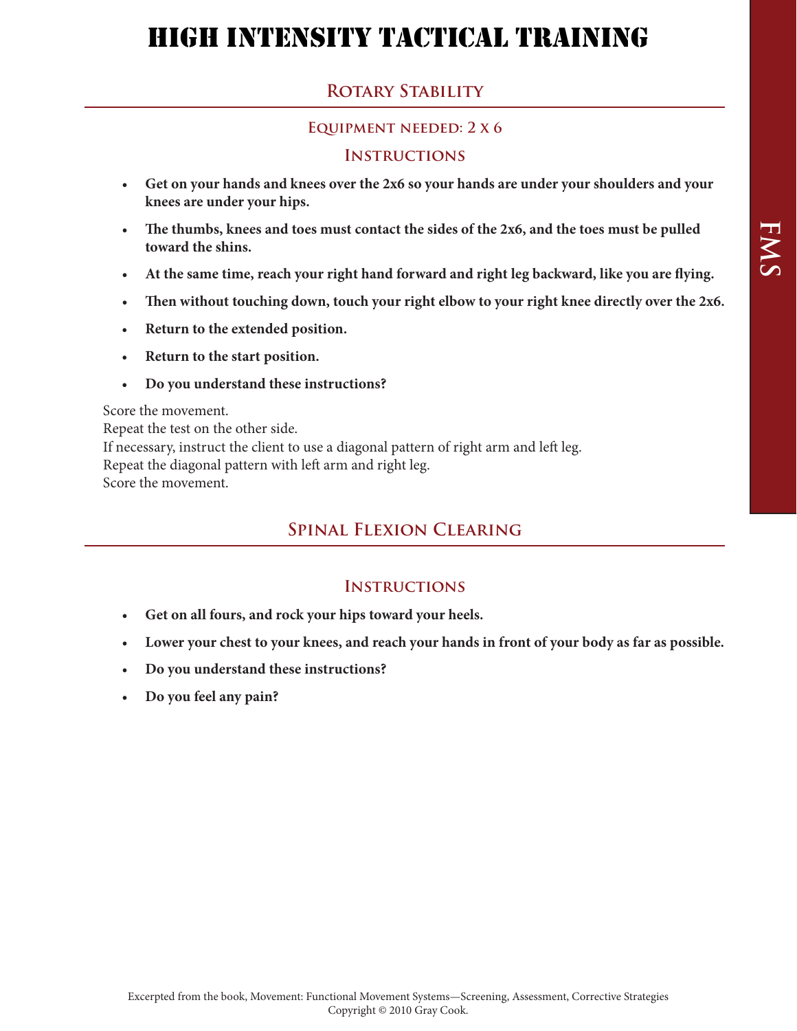# High Intensity Tactical Training

## Rotary Stability

### Equipment needed: 2 x 6

### Instructions

- **Get on your hands and knees over the 2x6 so your hands are under your shoulders and your knees are under your hips.**
- **The thumbs, knees and toes must contact the sides of the 2x6, and the toes must be pulled toward the shins.**
- **At the same time, reach your right hand forward and right leg backward, like you are flying.**
- **Then without touching down, touch your right elbow to your right knee directly over the 2x6.**
- **Return to the extended position.**
- **Return to the start position.**
- **Do you understand these instructions?**

Score the movement.
Repeat the test on the other side.
If necessary, instruct the client to use a diagonal pattern of right arm and left leg.
Repeat the diagonal pattern with left arm and right leg.
Score the movement.

## Spinal Flexion Clearing

### Instructions

- **Get on all fours, and rock your hips toward your heels.**
- **Lower your chest to your knees, and reach your hands in front of your body as far as possible.**
- **Do you understand these instructions?**
- **Do you feel any pain?**

Excerpted from the book, Movement: Functional Movement Systems—Screening, Assessment, Corrective Strategies
Copyright © 2010 Gray Cook.